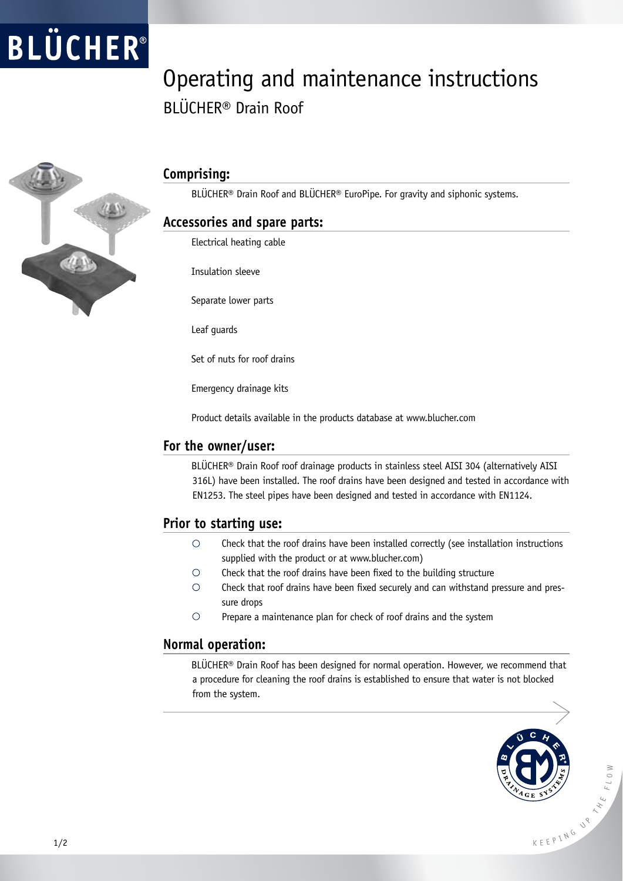# Operating and maintenance instructions

## BLÜCHER® Drain Roof

### Comprising:

BLÜCHER® Drain Roof and BLÜCHER® EuroPipe. For gravity and siphonic systems.

### Accessories and spare parts:

Electrical heating cable

Insulation sleeve

Separate lower parts

Leaf guards

Set of nuts for roof drains

Emergency drainage kits

Product details available in the products database at www.blucher.com

### For the owner/user:

BLÜCHER® Drain Roof roof drainage products in stainless steel AISI 304 (alternatively AISI 316L) have been installed. The roof drains have been designed and tested in accordance with EN1253. The steel pipes have been designed and tested in accordance with EN1124.

### Prior to starting use:

- Check that the roof drains have been installed correctly (see installation instructions supplied with the product or at www.blucher.com)
- Check that the roof drains have been fixed to the building structure
- Check that roof drains have been fixed securely and can withstand pressure and pressure drops
- Prepare a maintenance plan for check of roof drains and the system

### Normal operation:

BLÜCHER® Drain Roof has been designed for normal operation. However, we recommend that a procedure for cleaning the roof drains is established to ensure that water is not blocked from the system.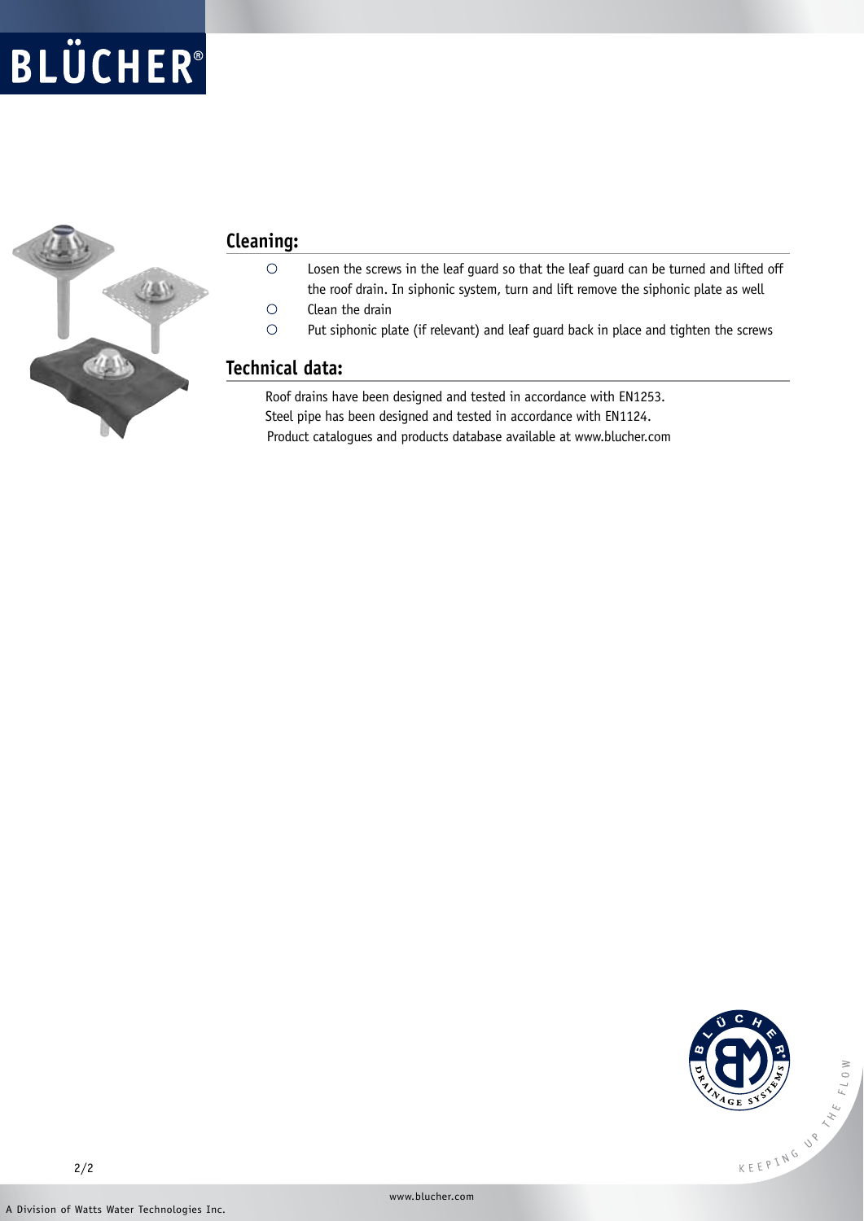## Cleaning:

- Losen the screws in the leaf guard so that the leaf guard can be turned and lifted off the roof drain. In siphonic system, turn and lift remove the siphonic plate as well
- Clean the drain
- Put siphonic plate (if relevant) and leaf guard back in place and tighten the screws

## Technical data:

Roof drains have been designed and tested in accordance with EN1253.
Steel pipe has been designed and tested in accordance with EN1124.
Product catalogues and products database available at www.blucher.com